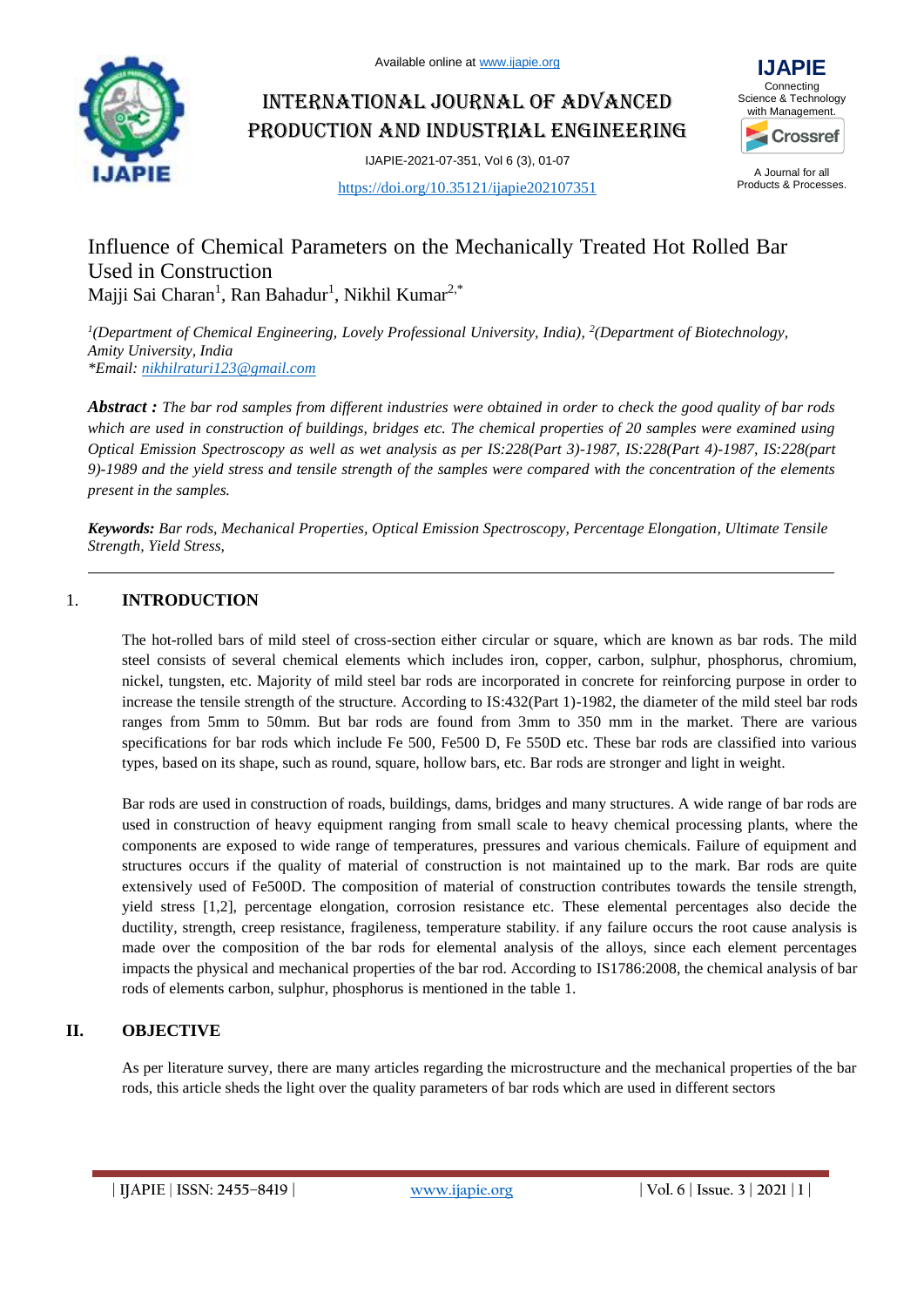# Influence of Chemical Parameters on the Mechanically Treated Hot Rolled Bar Used in Construction

Majji Sai Charan[1], Ran Bahadur[1], Nikhil Kumar[2,*]

[1](*Department of Chemical Engineering, Lovely Professional University, India*), [2](*Department of Biotechnology, Amity University, India*)
*\*Email: nikhilraturi123@gmail.com*

***Abstract :*** *The bar rod samples from different industries were obtained in order to check the good quality of bar rods which are used in construction of buildings, bridges etc. The chemical properties of 20 samples were examined using Optical Emission Spectroscopy as well as wet analysis as per IS:228(Part 3)-1987, IS:228(Part 4)-1987, IS:228(part 9)-1989 and the yield stress and tensile strength of the samples were compared with the concentration of the elements present in the samples.*

***Keywords:*** *Bar rods, Mechanical Properties, Optical Emission Spectroscopy, Percentage Elongation, Ultimate Tensile Strength, Yield Stress,*

## 1. INTRODUCTION

The hot-rolled bars of mild steel of cross-section either circular or square, which are known as bar rods. The mild steel consists of several chemical elements which includes iron, copper, carbon, sulphur, phosphorus, chromium, nickel, tungsten, etc. Majority of mild steel bar rods are incorporated in concrete for reinforcing purpose in order to increase the tensile strength of the structure. According to IS:432(Part 1)-1982, the diameter of the mild steel bar rods ranges from 5mm to 50mm. But bar rods are found from 3mm to 350 mm in the market. There are various specifications for bar rods which include Fe 500, Fe500 D, Fe 550D etc. These bar rods are classified into various types, based on its shape, such as round, square, hollow bars, etc. Bar rods are stronger and light in weight.

Bar rods are used in construction of roads, buildings, dams, bridges and many structures. A wide range of bar rods are used in construction of heavy equipment ranging from small scale to heavy chemical processing plants, where the components are exposed to wide range of temperatures, pressures and various chemicals. Failure of equipment and structures occurs if the quality of material of construction is not maintained up to the mark. Bar rods are quite extensively used of Fe500D. The composition of material of construction contributes towards the tensile strength, yield stress [1,2], percentage elongation, corrosion resistance etc. These elemental percentages also decide the ductility, strength, creep resistance, fragileness, temperature stability. if any failure occurs the root cause analysis is made over the composition of the bar rods for elemental analysis of the alloys, since each element percentages impacts the physical and mechanical properties of the bar rod. According to IS1786:2008, the chemical analysis of bar rods of elements carbon, sulphur, phosphorus is mentioned in the table 1.

## II. OBJECTIVE

As per literature survey, there are many articles regarding the microstructure and the mechanical properties of the bar rods, this article sheds the light over the quality parameters of bar rods which are used in different sectors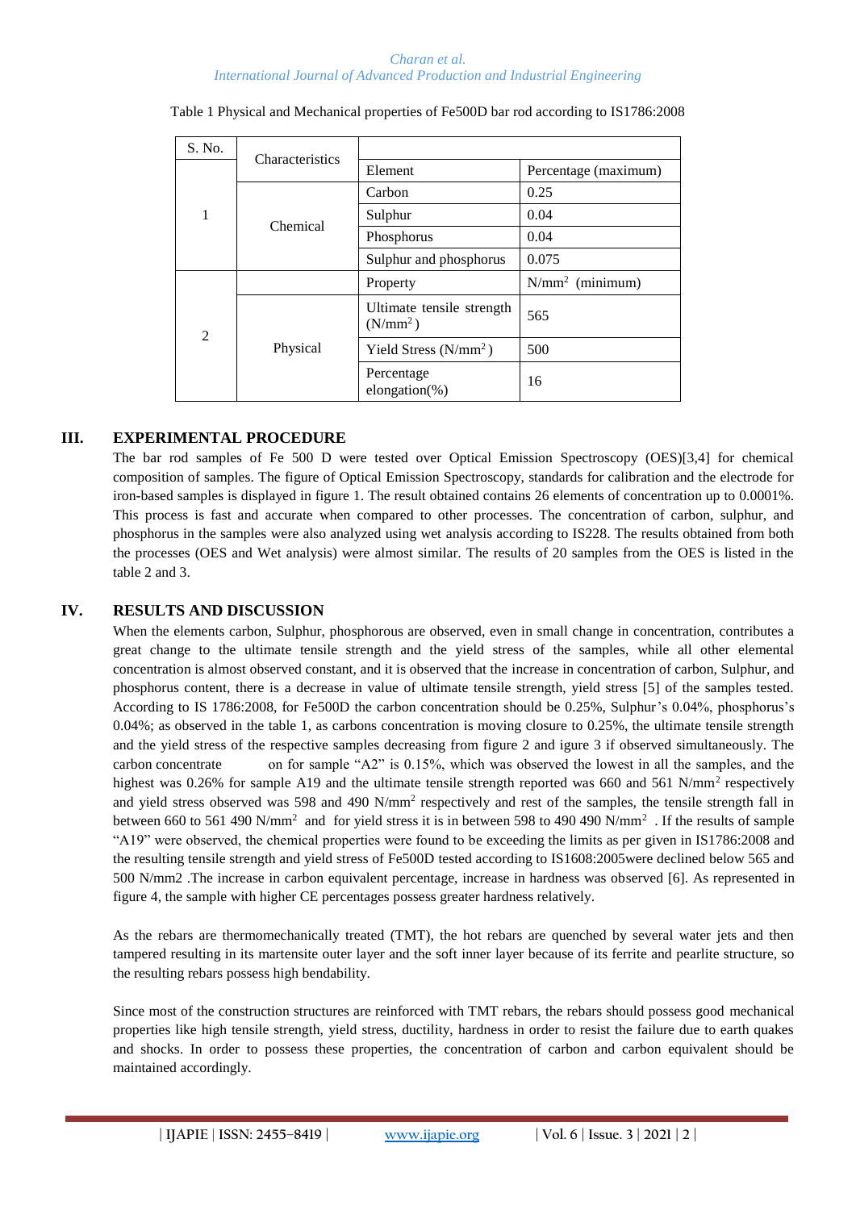Table 1 Physical and Mechanical properties of Fe500D bar rod according to IS1786:2008

| S. No. | Characteristics | | |
|---|---|---|---|
| | | Element | Percentage (maximum) |
| 1 | Chemical | Carbon | 0.25 |
| | | Sulphur | 0.04 |
| | | Phosphorus | 0.04 |
| | | Sulphur and phosphorus | 0.075 |
| 2 | | Property | $N/mm^2$ (minimum) |
| | Physical | Ultimate tensile strength ($N/mm^2$) | 565 |
| | | Yield Stress ($N/mm^2$) | 500 |
| | | Percentage elongation(%) | 16 |

## III. EXPERIMENTAL PROCEDURE

The bar rod samples of Fe 500 D were tested over Optical Emission Spectroscopy (OES)[3,4] for chemical composition of samples. The figure of Optical Emission Spectroscopy, standards for calibration and the electrode for iron-based samples is displayed in figure 1. The result obtained contains 26 elements of concentration up to 0.0001%. This process is fast and accurate when compared to other processes. The concentration of carbon, sulphur, and phosphorus in the samples were also analyzed using wet analysis according to IS228. The results obtained from both the processes (OES and Wet analysis) were almost similar. The results of 20 samples from the OES is listed in the table 2 and 3.

## IV. RESULTS AND DISCUSSION

When the elements carbon, Sulphur, phosphorous are observed, even in small change in concentration, contributes a great change to the ultimate tensile strength and the yield stress of the samples, while all other elemental concentration is almost observed constant, and it is observed that the increase in concentration of carbon, Sulphur, and phosphorus content, there is a decrease in value of ultimate tensile strength, yield stress [5] of the samples tested. According to IS 1786:2008, for Fe500D the carbon concentration should be 0.25%, Sulphur's 0.04%, phosphorus's 0.04%; as observed in the table 1, as carbons concentration is moving closure to 0.25%, the ultimate tensile strength and the yield stress of the respective samples decreasing from figure 2 and igure 3 if observed simultaneously. The carbon concentrate on for sample "A2" is 0.15%, which was observed the lowest in all the samples, and the highest was 0.26% for sample A19 and the ultimate tensile strength reported was 660 and 561 $N/mm^2$ respectively and yield stress observed was 598 and 490 $N/mm^2$ respectively and rest of the samples, the tensile strength fall in between 660 to 561 490 $N/mm^2$ and for yield stress it is in between 598 to 490 490 $N/mm^2$ . If the results of sample "A19" were observed, the chemical properties were found to be exceeding the limits as per given in IS1786:2008 and the resulting tensile strength and yield stress of Fe500D tested according to IS1608:2005were declined below 565 and 500 N/mm2 .The increase in carbon equivalent percentage, increase in hardness was observed [6]. As represented in figure 4, the sample with higher CE percentages possess greater hardness relatively.

As the rebars are thermomechanically treated (TMT), the hot rebars are quenched by several water jets and then tampered resulting in its martensite outer layer and the soft inner layer because of its ferrite and pearlite structure, so the resulting rebars possess high bendability.

Since most of the construction structures are reinforced with TMT rebars, the rebars should possess good mechanical properties like high tensile strength, yield stress, ductility, hardness in order to resist the failure due to earth quakes and shocks. In order to possess these properties, the concentration of carbon and carbon equivalent should be maintained accordingly.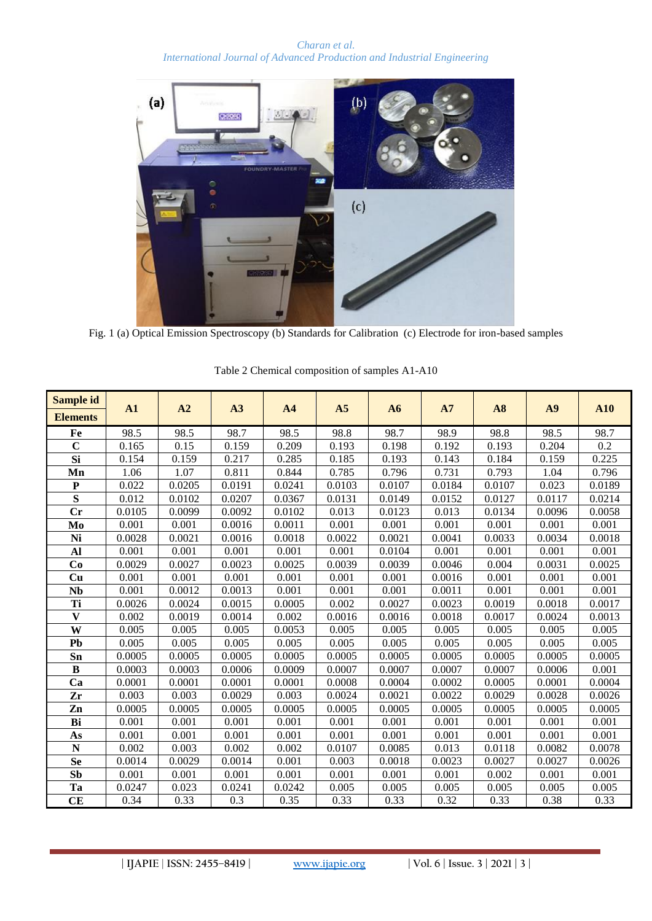Fig. 1 (a) Optical Emission Spectroscopy (b) Standards for Calibration (c) Electrode for iron-based samples

Table 2 Chemical composition of samples A1-A10

| Sample id / Elements | A1 | A2 | A3 | A4 | A5 | A6 | A7 | A8 | A9 | A10 |
|---|---|---|---|---|---|---|---|---|---|---|
| **Fe** | 98.5 | 98.5 | 98.7 | 98.5 | 98.8 | 98.7 | 98.9 | 98.8 | 98.5 | 98.7 |
| **C** | 0.165 | 0.15 | 0.159 | 0.209 | 0.193 | 0.198 | 0.192 | 0.193 | 0.204 | 0.2 |
| **Si** | 0.154 | 0.159 | 0.217 | 0.285 | 0.185 | 0.193 | 0.143 | 0.184 | 0.159 | 0.225 |
| **Mn** | 1.06 | 1.07 | 0.811 | 0.844 | 0.785 | 0.796 | 0.731 | 0.793 | 1.04 | 0.796 |
| **P** | 0.022 | 0.0205 | 0.0191 | 0.0241 | 0.0103 | 0.0107 | 0.0184 | 0.0107 | 0.023 | 0.0189 |
| **S** | 0.012 | 0.0102 | 0.0207 | 0.0367 | 0.0131 | 0.0149 | 0.0152 | 0.0127 | 0.0117 | 0.0214 |
| **Cr** | 0.0105 | 0.0099 | 0.0092 | 0.0102 | 0.013 | 0.0123 | 0.013 | 0.0134 | 0.0096 | 0.0058 |
| **Mo** | 0.001 | 0.001 | 0.0016 | 0.0011 | 0.001 | 0.001 | 0.001 | 0.001 | 0.001 | 0.001 |
| **Ni** | 0.0028 | 0.0021 | 0.0016 | 0.0018 | 0.0022 | 0.0021 | 0.0041 | 0.0033 | 0.0034 | 0.0018 |
| **Al** | 0.001 | 0.001 | 0.001 | 0.001 | 0.001 | 0.0104 | 0.001 | 0.001 | 0.001 | 0.001 |
| **Co** | 0.0029 | 0.0027 | 0.0023 | 0.0025 | 0.0039 | 0.0039 | 0.0046 | 0.004 | 0.0031 | 0.0025 |
| **Cu** | 0.001 | 0.001 | 0.001 | 0.001 | 0.001 | 0.001 | 0.0016 | 0.001 | 0.001 | 0.001 |
| **Nb** | 0.001 | 0.0012 | 0.0013 | 0.001 | 0.001 | 0.001 | 0.0011 | 0.001 | 0.001 | 0.001 |
| **Ti** | 0.0026 | 0.0024 | 0.0015 | 0.0005 | 0.002 | 0.0027 | 0.0023 | 0.0019 | 0.0018 | 0.0017 |
| **V** | 0.002 | 0.0019 | 0.0014 | 0.002 | 0.0016 | 0.0016 | 0.0018 | 0.0017 | 0.0024 | 0.0013 |
| **W** | 0.005 | 0.005 | 0.005 | 0.0053 | 0.005 | 0.005 | 0.005 | 0.005 | 0.005 | 0.005 |
| **Pb** | 0.005 | 0.005 | 0.005 | 0.005 | 0.005 | 0.005 | 0.005 | 0.005 | 0.005 | 0.005 |
| **Sn** | 0.0005 | 0.0005 | 0.0005 | 0.0005 | 0.0005 | 0.0005 | 0.0005 | 0.0005 | 0.0005 | 0.0005 |
| **B** | 0.0003 | 0.0003 | 0.0006 | 0.0009 | 0.0007 | 0.0007 | 0.0007 | 0.0007 | 0.0006 | 0.001 |
| **Ca** | 0.0001 | 0.0001 | 0.0001 | 0.0001 | 0.0008 | 0.0004 | 0.0002 | 0.0005 | 0.0001 | 0.0004 |
| **Zr** | 0.003 | 0.003 | 0.0029 | 0.003 | 0.0024 | 0.0021 | 0.0022 | 0.0029 | 0.0028 | 0.0026 |
| **Zn** | 0.0005 | 0.0005 | 0.0005 | 0.0005 | 0.0005 | 0.0005 | 0.0005 | 0.0005 | 0.0005 | 0.0005 |
| **Bi** | 0.001 | 0.001 | 0.001 | 0.001 | 0.001 | 0.001 | 0.001 | 0.001 | 0.001 | 0.001 |
| **As** | 0.001 | 0.001 | 0.001 | 0.001 | 0.001 | 0.001 | 0.001 | 0.001 | 0.001 | 0.001 |
| **N** | 0.002 | 0.003 | 0.002 | 0.002 | 0.0107 | 0.0085 | 0.013 | 0.0118 | 0.0082 | 0.0078 |
| **Se** | 0.0014 | 0.0029 | 0.0014 | 0.001 | 0.003 | 0.0018 | 0.0023 | 0.0027 | 0.0027 | 0.0026 |
| **Sb** | 0.001 | 0.001 | 0.001 | 0.001 | 0.001 | 0.001 | 0.001 | 0.002 | 0.001 | 0.001 |
| **Ta** | 0.0247 | 0.023 | 0.0241 | 0.0242 | 0.005 | 0.005 | 0.005 | 0.005 | 0.005 | 0.005 |
| **CE** | 0.34 | 0.33 | 0.3 | 0.35 | 0.33 | 0.33 | 0.32 | 0.33 | 0.38 | 0.33 |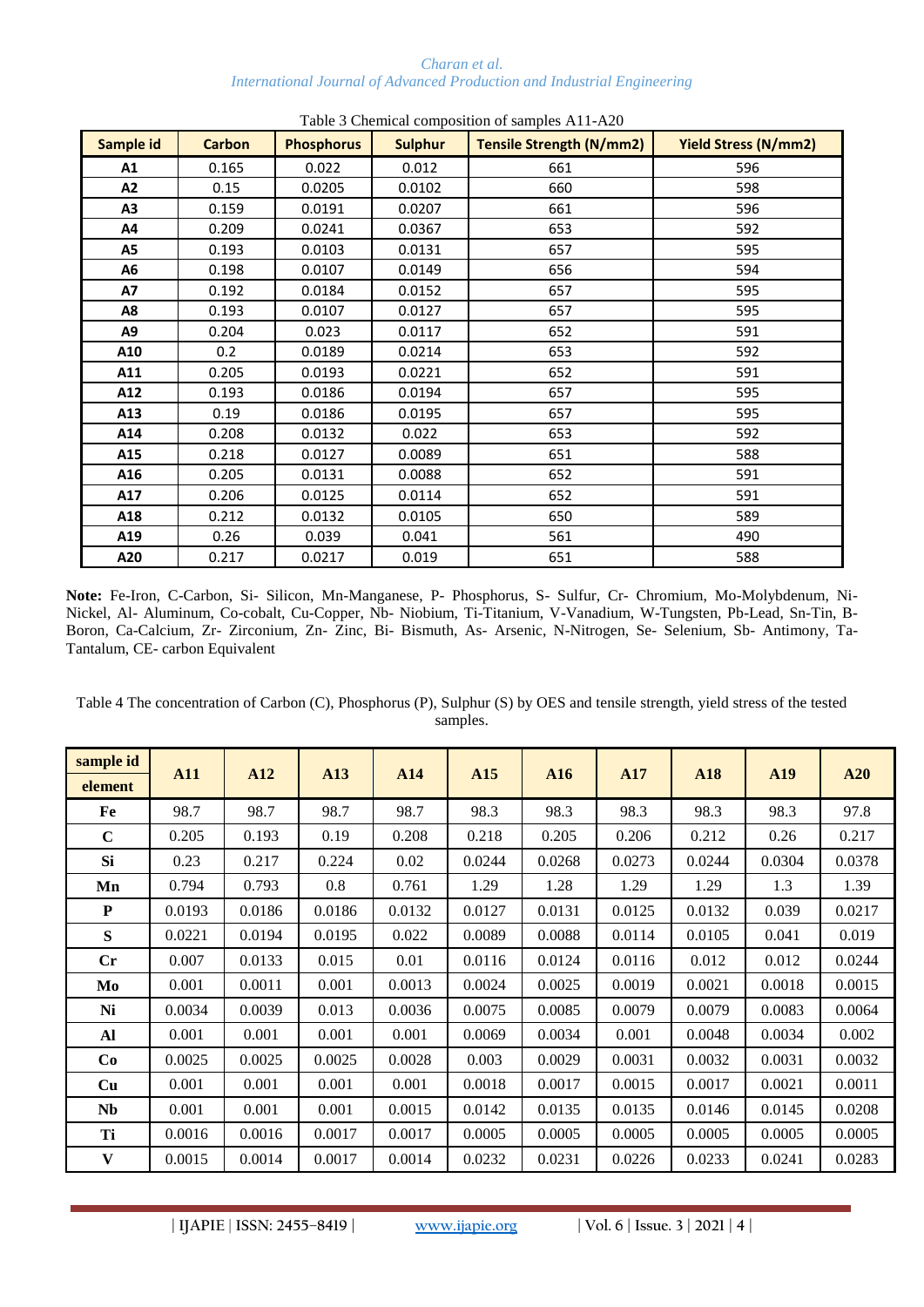Table 3 Chemical composition of samples A11-A20

| Sample id | Carbon | Phosphorus | Sulphur | Tensile Strength (N/mm2) | Yield Stress (N/mm2) |
|---|---|---|---|---|---|
| A1 | 0.165 | 0.022 | 0.012 | 661 | 596 |
| A2 | 0.15 | 0.0205 | 0.0102 | 660 | 598 |
| A3 | 0.159 | 0.0191 | 0.0207 | 661 | 596 |
| A4 | 0.209 | 0.0241 | 0.0367 | 653 | 592 |
| A5 | 0.193 | 0.0103 | 0.0131 | 657 | 595 |
| A6 | 0.198 | 0.0107 | 0.0149 | 656 | 594 |
| A7 | 0.192 | 0.0184 | 0.0152 | 657 | 595 |
| A8 | 0.193 | 0.0107 | 0.0127 | 657 | 595 |
| A9 | 0.204 | 0.023 | 0.0117 | 652 | 591 |
| A10 | 0.2 | 0.0189 | 0.0214 | 653 | 592 |
| A11 | 0.205 | 0.0193 | 0.0221 | 652 | 591 |
| A12 | 0.193 | 0.0186 | 0.0194 | 657 | 595 |
| A13 | 0.19 | 0.0186 | 0.0195 | 657 | 595 |
| A14 | 0.208 | 0.0132 | 0.022 | 653 | 592 |
| A15 | 0.218 | 0.0127 | 0.0089 | 651 | 588 |
| A16 | 0.205 | 0.0131 | 0.0088 | 652 | 591 |
| A17 | 0.206 | 0.0125 | 0.0114 | 652 | 591 |
| A18 | 0.212 | 0.0132 | 0.0105 | 650 | 589 |
| A19 | 0.26 | 0.039 | 0.041 | 561 | 490 |
| A20 | 0.217 | 0.0217 | 0.019 | 651 | 588 |

**Note:** Fe-Iron, C-Carbon, Si- Silicon, Mn-Manganese, P- Phosphorus, S- Sulfur, Cr- Chromium, Mo-Molybdenum, Ni-Nickel, Al- Aluminum, Co-cobalt, Cu-Copper, Nb- Niobium, Ti-Titanium, V-Vanadium, W-Tungsten, Pb-Lead, Sn-Tin, B-Boron, Ca-Calcium, Zr- Zirconium, Zn- Zinc, Bi- Bismuth, As- Arsenic, N-Nitrogen, Se- Selenium, Sb- Antimony, Ta-Tantalum, CE- carbon Equivalent

Table 4 The concentration of Carbon (C), Phosphorus (P), Sulphur (S) by OES and tensile strength, yield stress of the tested samples.

| sample id / element | A11 | A12 | A13 | A14 | A15 | A16 | A17 | A18 | A19 | A20 |
|---|---|---|---|---|---|---|---|---|---|---|
| Fe | 98.7 | 98.7 | 98.7 | 98.7 | 98.3 | 98.3 | 98.3 | 98.3 | 98.3 | 97.8 |
| C | 0.205 | 0.193 | 0.19 | 0.208 | 0.218 | 0.205 | 0.206 | 0.212 | 0.26 | 0.217 |
| Si | 0.23 | 0.217 | 0.224 | 0.02 | 0.0244 | 0.0268 | 0.0273 | 0.0244 | 0.0304 | 0.0378 |
| Mn | 0.794 | 0.793 | 0.8 | 0.761 | 1.29 | 1.28 | 1.29 | 1.29 | 1.3 | 1.39 |
| P | 0.0193 | 0.0186 | 0.0186 | 0.0132 | 0.0127 | 0.0131 | 0.0125 | 0.0132 | 0.039 | 0.0217 |
| S | 0.0221 | 0.0194 | 0.0195 | 0.022 | 0.0089 | 0.0088 | 0.0114 | 0.0105 | 0.041 | 0.019 |
| Cr | 0.007 | 0.0133 | 0.015 | 0.01 | 0.0116 | 0.0124 | 0.0116 | 0.012 | 0.012 | 0.0244 |
| Mo | 0.001 | 0.0011 | 0.001 | 0.0013 | 0.0024 | 0.0025 | 0.0019 | 0.0021 | 0.0018 | 0.0015 |
| Ni | 0.0034 | 0.0039 | 0.013 | 0.0036 | 0.0075 | 0.0085 | 0.0079 | 0.0079 | 0.0083 | 0.0064 |
| Al | 0.001 | 0.001 | 0.001 | 0.001 | 0.0069 | 0.0034 | 0.001 | 0.0048 | 0.0034 | 0.002 |
| Co | 0.0025 | 0.0025 | 0.0025 | 0.0028 | 0.003 | 0.0029 | 0.0031 | 0.0032 | 0.0031 | 0.0032 |
| Cu | 0.001 | 0.001 | 0.001 | 0.001 | 0.0018 | 0.0017 | 0.0015 | 0.0017 | 0.0021 | 0.0011 |
| Nb | 0.001 | 0.001 | 0.001 | 0.0015 | 0.0142 | 0.0135 | 0.0135 | 0.0146 | 0.0145 | 0.0208 |
| Ti | 0.0016 | 0.0016 | 0.0017 | 0.0017 | 0.0005 | 0.0005 | 0.0005 | 0.0005 | 0.0005 | 0.0005 |
| V | 0.0015 | 0.0014 | 0.0017 | 0.0014 | 0.0232 | 0.0231 | 0.0226 | 0.0233 | 0.0241 | 0.0283 |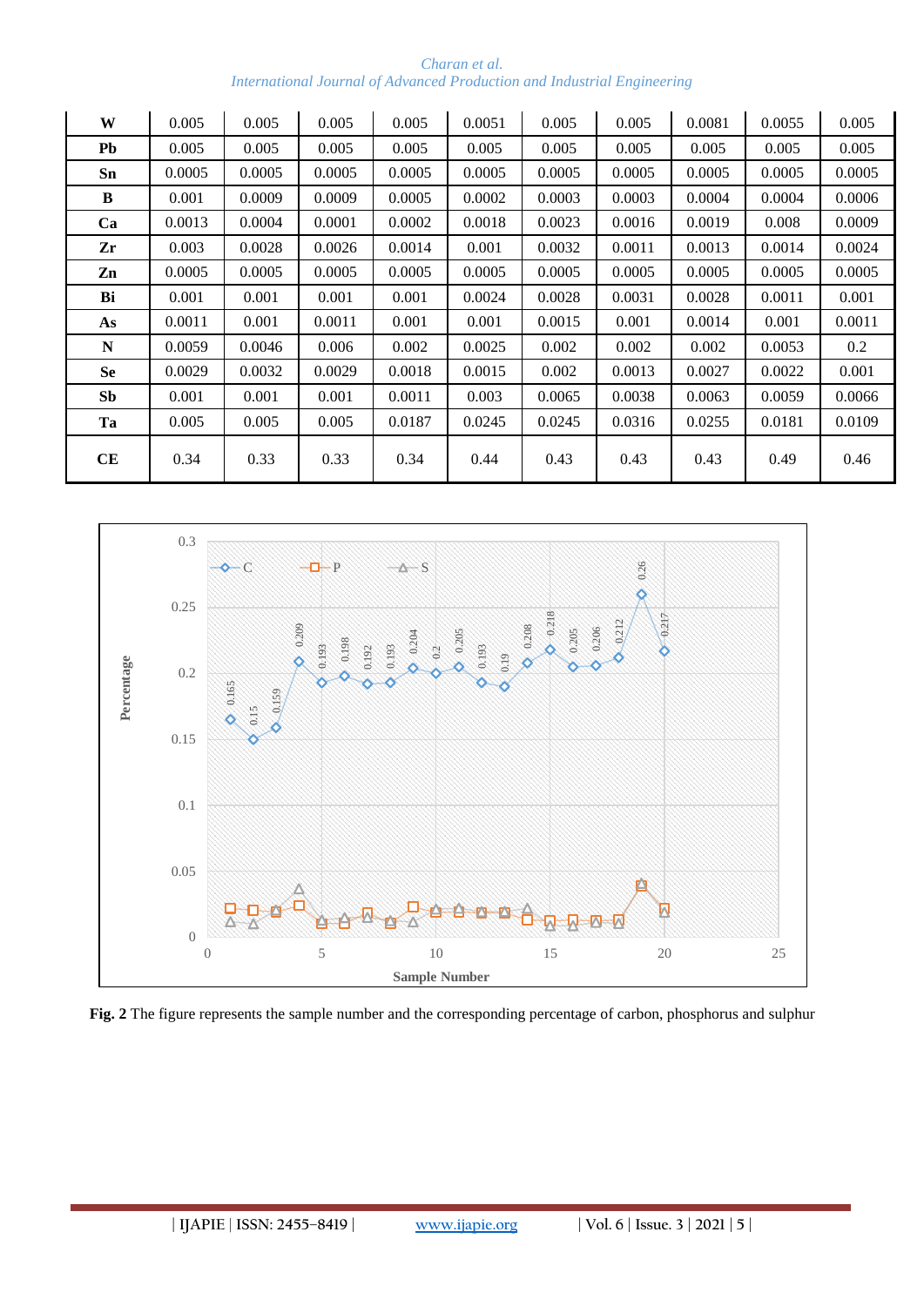| W | 0.005 | 0.005 | 0.005 | 0.005 | 0.0051 | 0.005 | 0.005 | 0.0081 | 0.0055 | 0.005 |
|---|---|---|---|---|---|---|---|---|---|---|
| Pb | 0.005 | 0.005 | 0.005 | 0.005 | 0.005 | 0.005 | 0.005 | 0.005 | 0.005 | 0.005 |
| Sn | 0.0005 | 0.0005 | 0.0005 | 0.0005 | 0.0005 | 0.0005 | 0.0005 | 0.0005 | 0.0005 | 0.0005 |
| B | 0.001 | 0.0009 | 0.0009 | 0.0005 | 0.0002 | 0.0003 | 0.0003 | 0.0004 | 0.0004 | 0.0006 |
| Ca | 0.0013 | 0.0004 | 0.0001 | 0.0002 | 0.0018 | 0.0023 | 0.0016 | 0.0019 | 0.008 | 0.0009 |
| Zr | 0.003 | 0.0028 | 0.0026 | 0.0014 | 0.001 | 0.0032 | 0.0011 | 0.0013 | 0.0014 | 0.0024 |
| Zn | 0.0005 | 0.0005 | 0.0005 | 0.0005 | 0.0005 | 0.0005 | 0.0005 | 0.0005 | 0.0005 | 0.0005 |
| Bi | 0.001 | 0.001 | 0.001 | 0.001 | 0.0024 | 0.0028 | 0.0031 | 0.0028 | 0.0011 | 0.001 |
| As | 0.0011 | 0.001 | 0.0011 | 0.001 | 0.001 | 0.0015 | 0.001 | 0.0014 | 0.001 | 0.0011 |
| N | 0.0059 | 0.0046 | 0.006 | 0.002 | 0.0025 | 0.002 | 0.002 | 0.002 | 0.0053 | 0.2 |
| Se | 0.0029 | 0.0032 | 0.0029 | 0.0018 | 0.0015 | 0.002 | 0.0013 | 0.0027 | 0.0022 | 0.001 |
| Sb | 0.001 | 0.001 | 0.001 | 0.0011 | 0.003 | 0.0065 | 0.0038 | 0.0063 | 0.0059 | 0.0066 |
| Ta | 0.005 | 0.005 | 0.005 | 0.0187 | 0.0245 | 0.0245 | 0.0316 | 0.0255 | 0.0181 | 0.0109 |
| CE | 0.34 | 0.33 | 0.33 | 0.34 | 0.44 | 0.43 | 0.43 | 0.43 | 0.49 | 0.46 |

**Fig. 2** The figure represents the sample number and the corresponding percentage of carbon, phosphorus and sulphur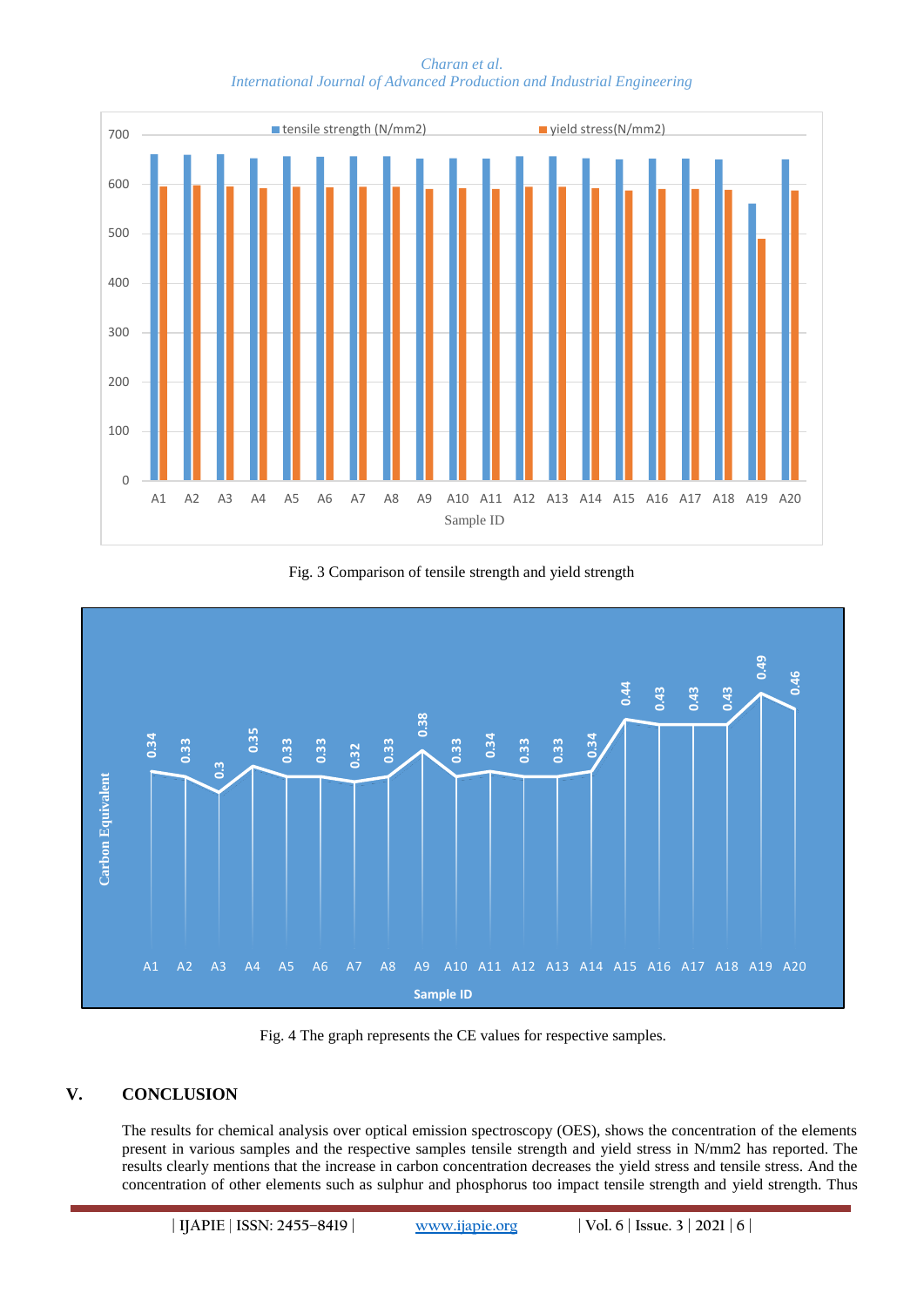Fig. 3 Comparison of tensile strength and yield strength

Fig. 4 The graph represents the CE values for respective samples.

## V. CONCLUSION

The results for chemical analysis over optical emission spectroscopy (OES), shows the concentration of the elements present in various samples and the respective samples tensile strength and yield stress in N/mm2 has reported. The results clearly mentions that the increase in carbon concentration decreases the yield stress and tensile stress. And the concentration of other elements such as sulphur and phosphorus too impact tensile strength and yield strength. Thus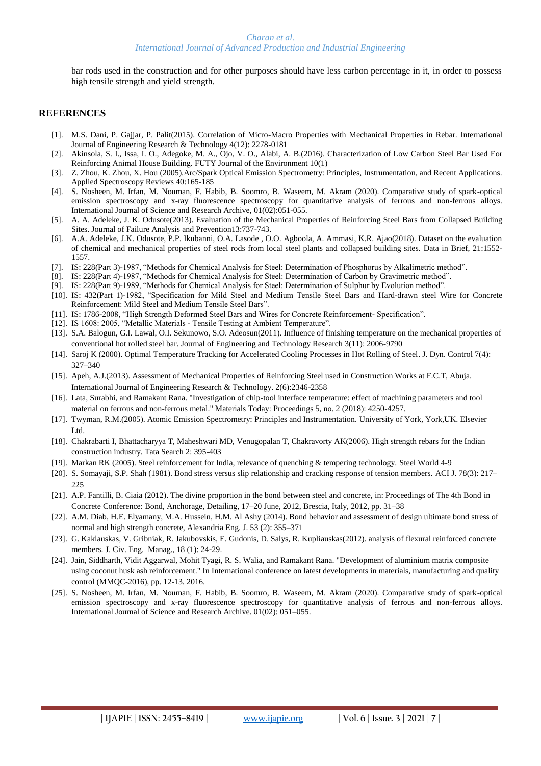bar rods used in the construction and for other purposes should have less carbon percentage in it, in order to possess high tensile strength and yield strength.

## REFERENCES

[1]. M.S. Dani, P. Gajjar, P. Palit(2015). Correlation of Micro-Macro Properties with Mechanical Properties in Rebar. International Journal of Engineering Research & Technology 4(12): 2278-0181

[2]. Akinsola, S. I., Issa, I. O., Adegoke, M. A., Ojo, V. O., Alabi, A. B.(2016). Characterization of Low Carbon Steel Bar Used For Reinforcing Animal House Building. FUTY Journal of the Environment 10(1)

[3]. Z. Zhou, K. Zhou, X. Hou (2005).Arc/Spark Optical Emission Spectrometry: Principles, Instrumentation, and Recent Applications. Applied Spectroscopy Reviews 40:165-185

[4]. S. Nosheen, M. Irfan, M. Nouman, F. Habib, B. Soomro, B. Waseem, M. Akram (2020). Comparative study of spark-optical emission spectroscopy and x-ray fluorescence spectroscopy for quantitative analysis of ferrous and non-ferrous alloys. International Journal of Science and Research Archive, 01(02):051-055.

[5]. A. A. Adeleke, J. K. Odusote(2013). Evaluation of the Mechanical Properties of Reinforcing Steel Bars from Collapsed Building Sites. Journal of Failure Analysis and Prevention13:737-743.

[6]. A.A. Adeleke, J.K. Odusote, P.P. Ikubanni, O.A. Lasode , O.O. Agboola, A. Ammasi, K.R. Ajao(2018). Dataset on the evaluation of chemical and mechanical properties of steel rods from local steel plants and collapsed building sites. Data in Brief, 21:1552-1557.

[7]. IS: 228(Part 3)-1987, "Methods for Chemical Analysis for Steel: Determination of Phosphorus by Alkalimetric method".

[8]. IS: 228(Part 4)-1987, "Methods for Chemical Analysis for Steel: Determination of Carbon by Gravimetric method".

[9]. IS: 228(Part 9)-1989, "Methods for Chemical Analysis for Steel: Determination of Sulphur by Evolution method".

[10]. IS: 432(Part 1)-1982, "Specification for Mild Steel and Medium Tensile Steel Bars and Hard-drawn steel Wire for Concrete Reinforcement: Mild Steel and Medium Tensile Steel Bars".

[11]. IS: 1786-2008, "High Strength Deformed Steel Bars and Wires for Concrete Reinforcement- Specification".

[12]. IS 1608: 2005, "Metallic Materials - Tensile Testing at Ambient Temperature".

[13]. S.A. Balogun, G.I. Lawal, O.I. Sekunowo, S.O. Adeosun(2011). Influence of finishing temperature on the mechanical properties of conventional hot rolled steel bar. Journal of Engineering and Technology Research 3(11): 2006-9790

[14]. Saroj K (2000). Optimal Temperature Tracking for Accelerated Cooling Processes in Hot Rolling of Steel. J. Dyn. Control 7(4): 327–340

[15]. Apeh, A.J.(2013). Assessment of Mechanical Properties of Reinforcing Steel used in Construction Works at F.C.T, Abuja. International Journal of Engineering Research & Technology. 2(6):2346-2358

[16]. Lata, Surabhi, and Ramakant Rana. "Investigation of chip-tool interface temperature: effect of machining parameters and tool material on ferrous and non-ferrous metal." Materials Today: Proceedings 5, no. 2 (2018): 4250-4257.

[17]. Twyman, R.M.(2005). Atomic Emission Spectrometry: Principles and Instrumentation. University of York, York,UK. Elsevier Ltd.

[18]. Chakrabarti I, Bhattacharyya T, Maheshwari MD, Venugopalan T, Chakravorty AK(2006). High strength rebars for the Indian construction industry. Tata Search 2: 395-403

[19]. Markan RK (2005). Steel reinforcement for India, relevance of quenching & tempering technology. Steel World 4-9

[20]. S. Somayaji, S.P. Shah (1981). Bond stress versus slip relationship and cracking response of tension members. ACI J. 78(3): 217–225

[21]. A.P. Fantilli, B. Ciaia (2012). The divine proportion in the bond between steel and concrete, in: Proceedings of The 4th Bond in Concrete Conference: Bond, Anchorage, Detailing, 17–20 June, 2012, Brescia, Italy, 2012, pp. 31–38

[22]. A.M. Diab, H.E. Elyamany, M.A. Hussein, H.M. Al Ashy (2014). Bond behavior and assessment of design ultimate bond stress of normal and high strength concrete, Alexandria Eng. J. 53 (2): 355–371

[23]. G. Kaklauskas, V. Gribniak, R. Jakubovskis, E. Gudonis, D. Salys, R. Kupliauskas(2012). analysis of flexural reinforced concrete members. J. Civ. Eng. Manag., 18 (1): 24-29.

[24]. Jain, Siddharth, Vidit Aggarwal, Mohit Tyagi, R. S. Walia, and Ramakant Rana. "Development of aluminium matrix composite using coconut husk ash reinforcement." In International conference on latest developments in materials, manufacturing and quality control (MMQC-2016), pp. 12-13. 2016.

[25]. S. Nosheen, M. Irfan, M. Nouman, F. Habib, B. Soomro, B. Waseem, M. Akram (2020). Comparative study of spark-optical emission spectroscopy and x-ray fluorescence spectroscopy for quantitative analysis of ferrous and non-ferrous alloys. International Journal of Science and Research Archive. 01(02): 051–055.